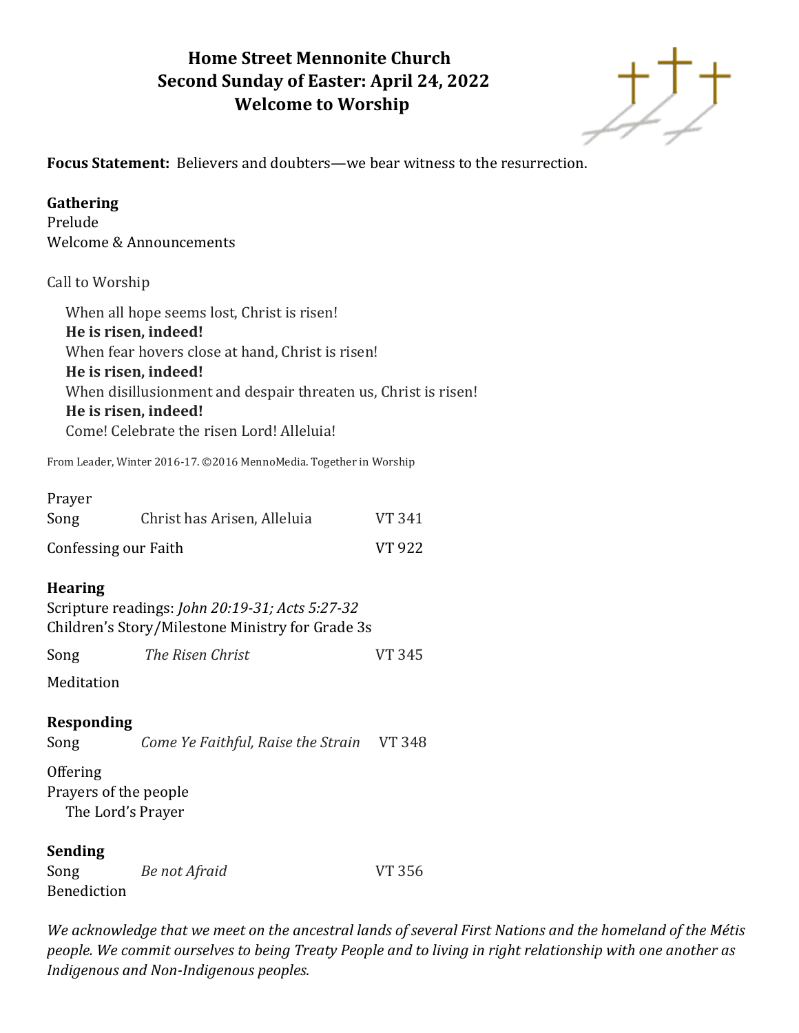# Home Street Mennonite Church
## Second Sunday of Easter: April 24, 2022
## Welcome to Worship

**Focus Statement:** Believers and doubters—we bear witness to the resurrection.

**Gathering**

Prelude
Welcome & Announcements

Call to Worship

When all hope seems lost, Christ is risen!
**He is risen, indeed!**
When fear hovers close at hand, Christ is risen!
**He is risen, indeed!**
When disillusionment and despair threaten us, Christ is risen!
**He is risen, indeed!**
Come! Celebrate the risen Lord! Alleluia!

From Leader, Winter 2016-17. ©2016 MennoMedia. Together in Worship

Prayer

| | | |
|---|---|---|
| Song | Christ has Arisen, Alleluia | VT 341 |
| Confessing our Faith | | VT 922 |

**Hearing**

Scripture readings: *John 20:19-31; Acts 5:27-32*
Children's Story/Milestone Ministry for Grade 3s

| | | |
|---|---|---|
| Song | *The Risen Christ* | VT 345 |

Meditation

**Responding**

| | | |
|---|---|---|
| Song | *Come Ye Faithful, Raise the Strain* | VT 348 |

Offering
Prayers of the people
The Lord's Prayer

**Sending**

| | | |
|---|---|---|
| Song | *Be not Afraid* | VT 356 |

Benediction

*We acknowledge that we meet on the ancestral lands of several First Nations and the homeland of the Métis people. We commit ourselves to being Treaty People and to living in right relationship with one another as Indigenous and Non-Indigenous peoples.*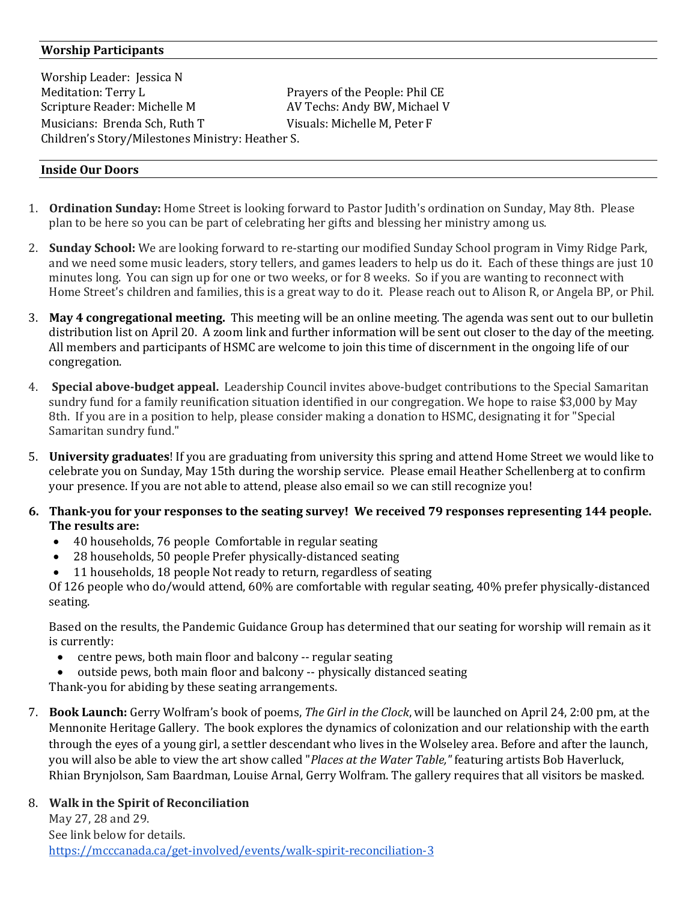## Worship Participants

Worship Leader: Jessica N
Meditation: Terry L
Scripture Reader: Michelle M
Musicians: Brenda Sch, Ruth T
Children's Story/Milestones Ministry: Heather S.
Prayers of the People: Phil CE
AV Techs: Andy BW, Michael V
Visuals: Michelle M, Peter F

## Inside Our Doors

1. **Ordination Sunday:** Home Street is looking forward to Pastor Judith's ordination on Sunday, May 8th. Please plan to be here so you can be part of celebrating her gifts and blessing her ministry among us.

2. **Sunday School:** We are looking forward to re-starting our modified Sunday School program in Vimy Ridge Park, and we need some music leaders, story tellers, and games leaders to help us do it. Each of these things are just 10 minutes long. You can sign up for one or two weeks, or for 8 weeks. So if you are wanting to reconnect with Home Street's children and families, this is a great way to do it. Please reach out to Alison R, or Angela BP, or Phil.

3. **May 4 congregational meeting.** This meeting will be an online meeting. The agenda was sent out to our bulletin distribution list on April 20. A zoom link and further information will be sent out closer to the day of the meeting. All members and participants of HSMC are welcome to join this time of discernment in the ongoing life of our congregation.

4. **Special above-budget appeal.** Leadership Council invites above-budget contributions to the Special Samaritan sundry fund for a family reunification situation identified in our congregation. We hope to raise $3,000 by May 8th. If you are in a position to help, please consider making a donation to HSMC, designating it for "Special Samaritan sundry fund."

5. **University graduates**! If you are graduating from university this spring and attend Home Street we would like to celebrate you on Sunday, May 15th during the worship service. Please email Heather Schellenberg at to confirm your presence. If you are not able to attend, please also email so we can still recognize you!

6. **Thank-you for your responses to the seating survey! We received 79 responses representing 144 people. The results are:**
   - 40 households, 76 people Comfortable in regular seating
   - 28 households, 50 people Prefer physically-distanced seating
   - 11 households, 18 people Not ready to return, regardless of seating

   Of 126 people who do/would attend, 60% are comfortable with regular seating, 40% prefer physically-distanced seating.

   Based on the results, the Pandemic Guidance Group has determined that our seating for worship will remain as it is currently:
   - centre pews, both main floor and balcony -- regular seating
   - outside pews, both main floor and balcony -- physically distanced seating

   Thank-you for abiding by these seating arrangements.

7. **Book Launch:** Gerry Wolfram's book of poems, *The Girl in the Clock*, will be launched on April 24, 2:00 pm, at the Mennonite Heritage Gallery. The book explores the dynamics of colonization and our relationship with the earth through the eyes of a young girl, a settler descendant who lives in the Wolseley area. Before and after the launch, you will also be able to view the art show called "*Places at the Water Table,"* featuring artists Bob Haverluck, Rhian Brynjolson, Sam Baardman, Louise Arnal, Gerry Wolfram. The gallery requires that all visitors be masked.

8. **Walk in the Spirit of Reconciliation**
   May 27, 28 and 29.
   See link below for details.
   https://mcccanada.ca/get-involved/events/walk-spirit-reconciliation-3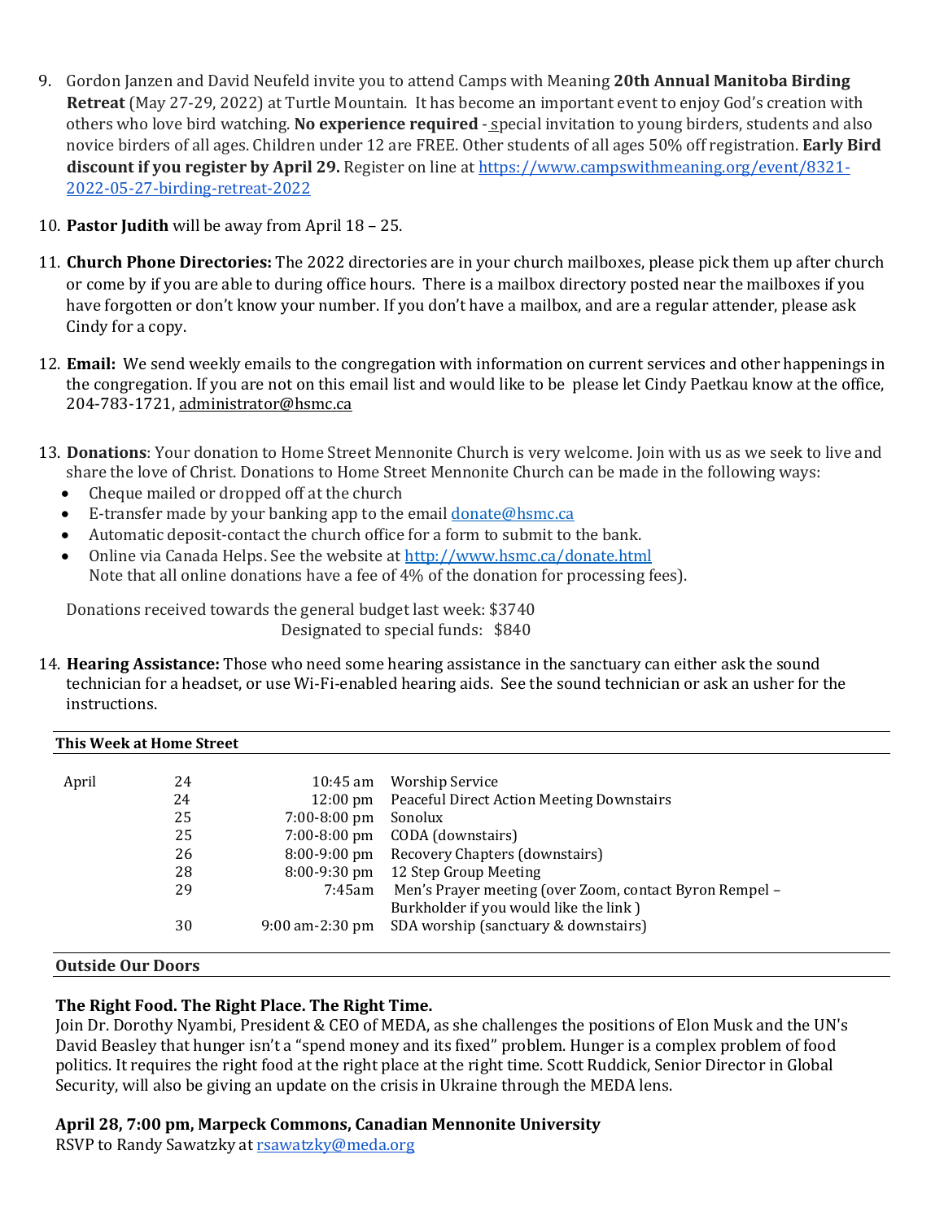9. Gordon Janzen and David Neufeld invite you to attend Camps with Meaning **20th Annual Manitoba Birding Retreat** (May 27-29, 2022) at Turtle Mountain. It has become an important event to enjoy God's creation with others who love bird watching. **No experience required** - special invitation to young birders, students and also novice birders of all ages. Children under 12 are FREE. Other students of all ages 50% off registration. **Early Bird discount if you register by April 29.** Register on line at https://www.campswithmeaning.org/event/8321-2022-05-27-birding-retreat-2022

10. **Pastor Judith** will be away from April 18 – 25.

11. **Church Phone Directories:** The 2022 directories are in your church mailboxes, please pick them up after church or come by if you are able to during office hours. There is a mailbox directory posted near the mailboxes if you have forgotten or don't know your number. If you don't have a mailbox, and are a regular attender, please ask Cindy for a copy.

12. **Email:** We send weekly emails to the congregation with information on current services and other happenings in the congregation. If you are not on this email list and would like to be please let Cindy Paetkau know at the office, 204-783-1721, administrator@hsmc.ca

13. **Donations**: Your donation to Home Street Mennonite Church is very welcome. Join with us as we seek to live and share the love of Christ. Donations to Home Street Mennonite Church can be made in the following ways:
    - Cheque mailed or dropped off at the church
    - E-transfer made by your banking app to the email donate@hsmc.ca
    - Automatic deposit-contact the church office for a form to submit to the bank.
    - Online via Canada Helps. See the website at http://www.hsmc.ca/donate.html
      Note that all online donations have a fee of 4% of the donation for processing fees).

    Donations received towards the general budget last week: $3740
    Designated to special funds: $840

14. **Hearing Assistance:** Those who need some hearing assistance in the sanctuary can either ask the sound technician for a headset, or use Wi-Fi-enabled hearing aids. See the sound technician or ask an usher for the instructions.

**This Week at Home Street**

| | | | |
|---|---|---|---|
| April | 24 | 10:45 am | Worship Service |
| | 24 | 12:00 pm | Peaceful Direct Action Meeting Downstairs |
| | 25 | 7:00-8:00 pm | Sonolux |
| | 25 | 7:00-8:00 pm | CODA (downstairs) |
| | 26 | 8:00-9:00 pm | Recovery Chapters (downstairs) |
| | 28 | 8:00-9:30 pm | 12 Step Group Meeting |
| | 29 | 7:45am | Men's Prayer meeting (over Zoom, contact Byron Rempel – Burkholder if you would like the link ) |
| | 30 | 9:00 am-2:30 pm | SDA worship (sanctuary & downstairs) |

**Outside Our Doors**

**The Right Food. The Right Place. The Right Time.**
Join Dr. Dorothy Nyambi, President & CEO of MEDA, as she challenges the positions of Elon Musk and the UN's David Beasley that hunger isn't a "spend money and its fixed" problem. Hunger is a complex problem of food politics. It requires the right food at the right place at the right time. Scott Ruddick, Senior Director in Global Security, will also be giving an update on the crisis in Ukraine through the MEDA lens.

**April 28, 7:00 pm, Marpeck Commons, Canadian Mennonite University**
RSVP to Randy Sawatzky at rsawatzky@meda.org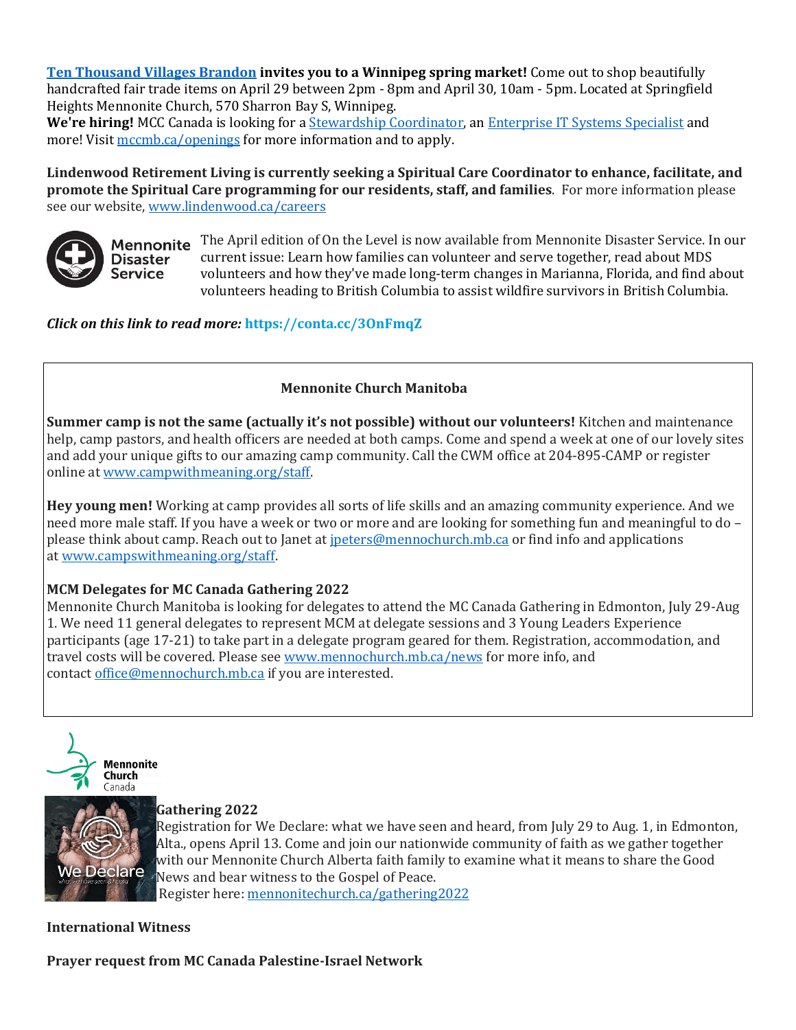**Ten Thousand Villages Brandon invites you to a Winnipeg spring market!** Come out to shop beautifully handcrafted fair trade items on April 29 between 2pm - 8pm and April 30, 10am - 5pm. Located at Springfield Heights Mennonite Church, 570 Sharron Bay S, Winnipeg.

**We're hiring!** MCC Canada is looking for a Stewardship Coordinator, an Enterprise IT Systems Specialist and more! Visit mccmb.ca/openings for more information and to apply.

**Lindenwood Retirement Living is currently seeking a Spiritual Care Coordinator to enhance, facilitate, and promote the Spiritual Care programming for our residents, staff, and families**. For more information please see our website, www.lindenwood.ca/careers

Mennonite Disaster Service

The April edition of On the Level is now available from Mennonite Disaster Service. In our current issue: Learn how families can volunteer and serve together, read about MDS volunteers and how they've made long-term changes in Marianna, Florida, and find about volunteers heading to British Columbia to assist wildfire survivors in British Columbia.

***Click on this link to read more:*** **https://conta.cc/3OnFmqZ**

**Mennonite Church Manitoba**

**Summer camp is not the same (actually it's not possible) without our volunteers!** Kitchen and maintenance help, camp pastors, and health officers are needed at both camps. Come and spend a week at one of our lovely sites and add your unique gifts to our amazing camp community. Call the CWM office at 204-895-CAMP or register online at www.campwithmeaning.org/staff.

**Hey young men!** Working at camp provides all sorts of life skills and an amazing community experience. And we need more male staff. If you have a week or two or more and are looking for something fun and meaningful to do – please think about camp. Reach out to Janet at jpeters@mennochurch.mb.ca or find info and applications at www.campswithmeaning.org/staff.

**MCM Delegates for MC Canada Gathering 2022**

Mennonite Church Manitoba is looking for delegates to attend the MC Canada Gathering in Edmonton, July 29-Aug 1. We need 11 general delegates to represent MCM at delegate sessions and 3 Young Leaders Experience participants (age 17-21) to take part in a delegate program geared for them. Registration, accommodation, and travel costs will be covered. Please see www.mennochurch.mb.ca/news for more info, and contact office@mennochurch.mb.ca if you are interested.

Mennonite Church Canada

**Gathering 2022**

Registration for We Declare: what we have seen and heard, from July 29 to Aug. 1, in Edmonton, Alta., opens April 13. Come and join our nationwide community of faith as we gather together with our Mennonite Church Alberta faith family to examine what it means to share the Good News and bear witness to the Gospel of Peace.

Register here: mennonitechurch.ca/gathering2022

**International Witness**

**Prayer request from MC Canada Palestine-Israel Network**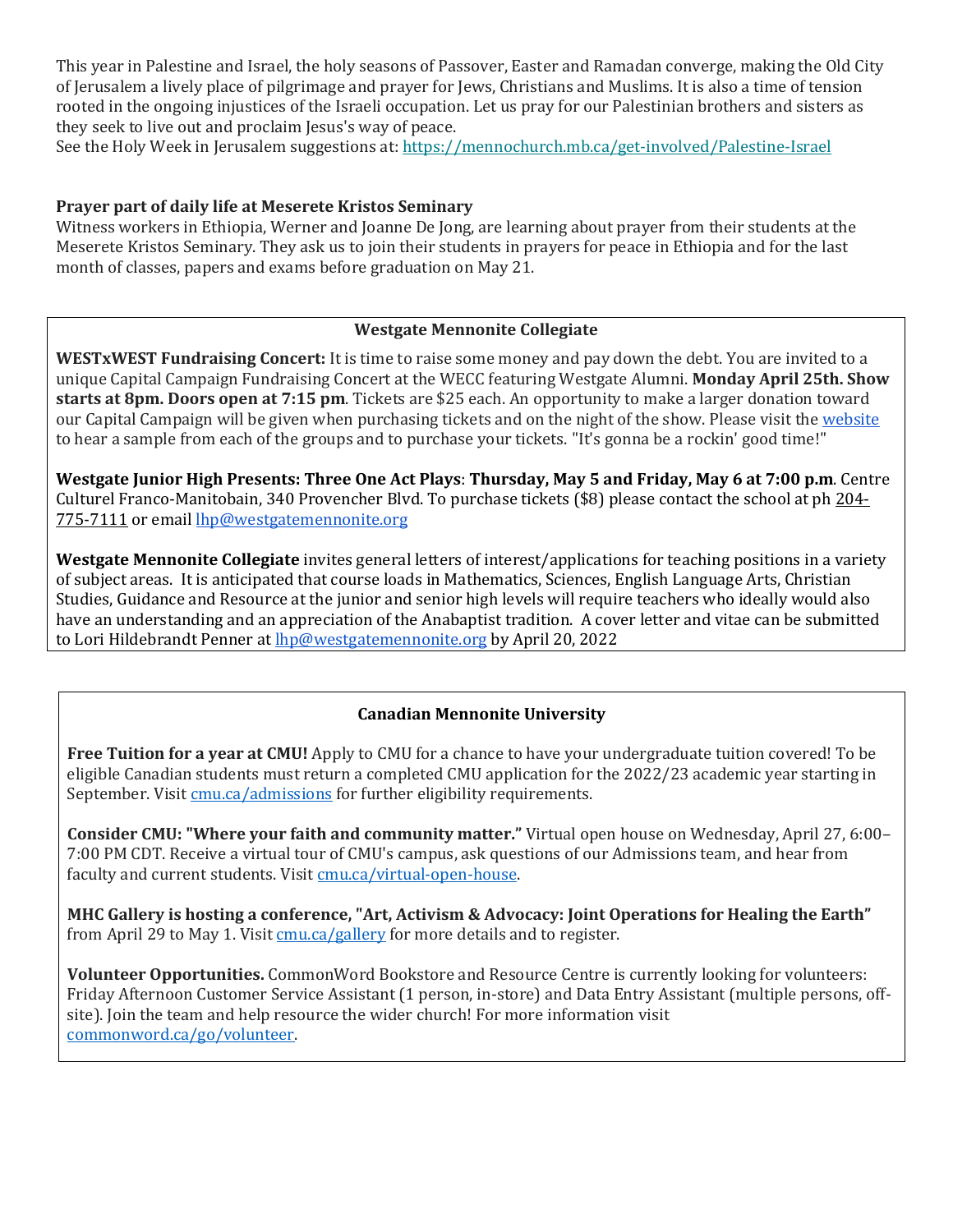This year in Palestine and Israel, the holy seasons of Passover, Easter and Ramadan converge, making the Old City of Jerusalem a lively place of pilgrimage and prayer for Jews, Christians and Muslims. It is also a time of tension rooted in the ongoing injustices of the Israeli occupation. Let us pray for our Palestinian brothers and sisters as they seek to live out and proclaim Jesus's way of peace.
See the Holy Week in Jerusalem suggestions at: https://mennochurch.mb.ca/get-involved/Palestine-Israel

**Prayer part of daily life at Meserete Kristos Seminary**
Witness workers in Ethiopia, Werner and Joanne De Jong, are learning about prayer from their students at the Meserete Kristos Seminary. They ask us to join their students in prayers for peace in Ethiopia and for the last month of classes, papers and exams before graduation on May 21.

### Westgate Mennonite Collegiate

**WESTxWEST Fundraising Concert:** It is time to raise some money and pay down the debt. You are invited to a unique Capital Campaign Fundraising Concert at the WECC featuring Westgate Alumni. **Monday April 25th. Show starts at 8pm. Doors open at 7:15 pm**. Tickets are $25 each. An opportunity to make a larger donation toward our Capital Campaign will be given when purchasing tickets and on the night of the show. Please visit the website to hear a sample from each of the groups and to purchase your tickets. "It's gonna be a rockin' good time!"

**Westgate Junior High Presents: Three One Act Plays**: **Thursday, May 5 and Friday, May 6 at 7:00 p.m**. Centre Culturel Franco-Manitobain, 340 Provencher Blvd. To purchase tickets ($8) please contact the school at ph 204-775-7111 or email lhp@westgatemennonite.org

**Westgate Mennonite Collegiate** invites general letters of interest/applications for teaching positions in a variety of subject areas. It is anticipated that course loads in Mathematics, Sciences, English Language Arts, Christian Studies, Guidance and Resource at the junior and senior high levels will require teachers who ideally would also have an understanding and an appreciation of the Anabaptist tradition. A cover letter and vitae can be submitted to Lori Hildebrandt Penner at lhp@westgatemennonite.org by April 20, 2022

### Canadian Mennonite University

**Free Tuition for a year at CMU!** Apply to CMU for a chance to have your undergraduate tuition covered! To be eligible Canadian students must return a completed CMU application for the 2022/23 academic year starting in September. Visit cmu.ca/admissions for further eligibility requirements.

**Consider CMU: "Where your faith and community matter."** Virtual open house on Wednesday, April 27, 6:00–7:00 PM CDT. Receive a virtual tour of CMU's campus, ask questions of our Admissions team, and hear from faculty and current students. Visit cmu.ca/virtual-open-house.

**MHC Gallery is hosting a conference, "Art, Activism & Advocacy: Joint Operations for Healing the Earth"** from April 29 to May 1. Visit cmu.ca/gallery for more details and to register.

**Volunteer Opportunities.** CommonWord Bookstore and Resource Centre is currently looking for volunteers: Friday Afternoon Customer Service Assistant (1 person, in-store) and Data Entry Assistant (multiple persons, off-site). Join the team and help resource the wider church! For more information visit commonword.ca/go/volunteer.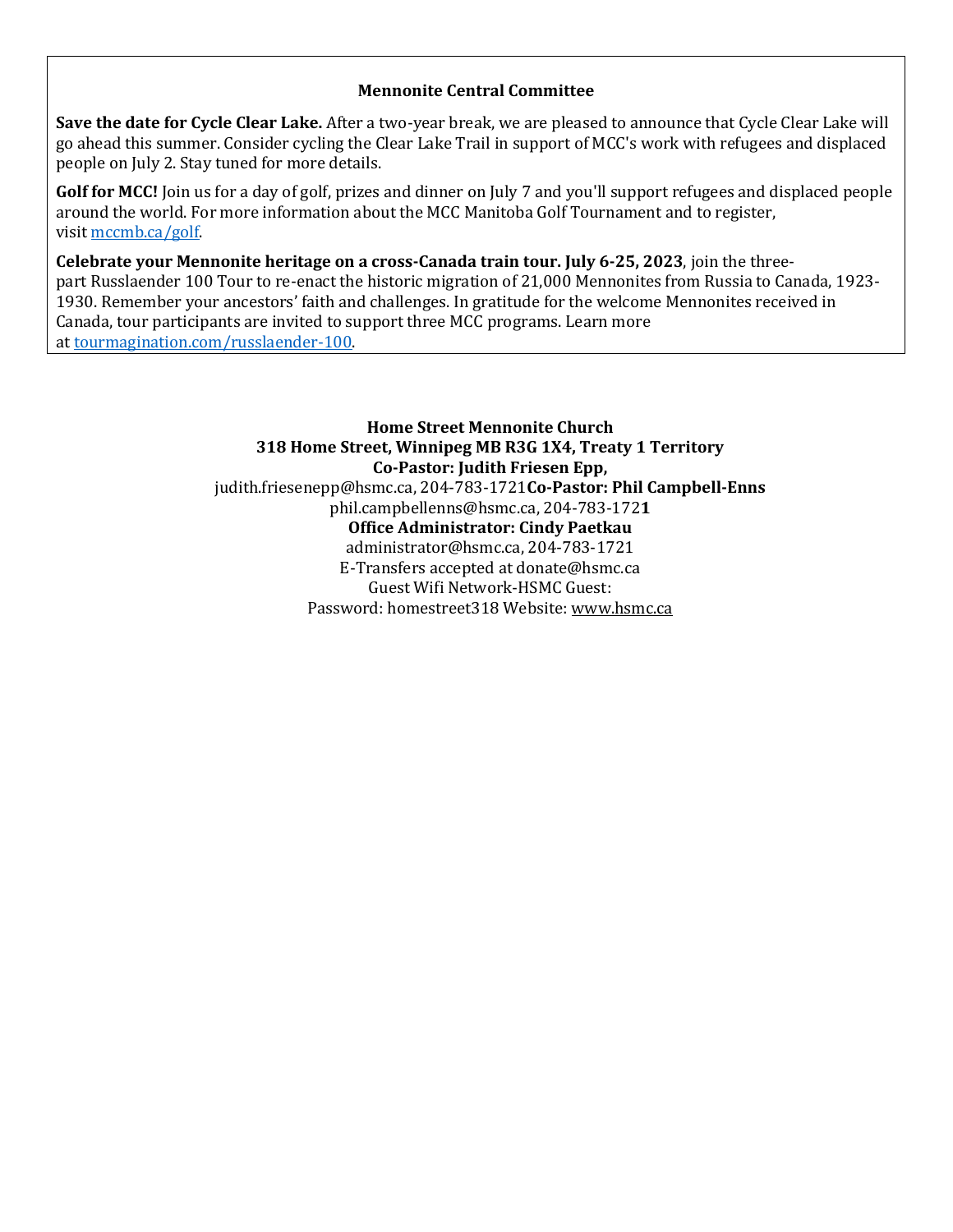**Mennonite Central Committee**

**Save the date for Cycle Clear Lake.** After a two-year break, we are pleased to announce that Cycle Clear Lake will go ahead this summer. Consider cycling the Clear Lake Trail in support of MCC's work with refugees and displaced people on July 2. Stay tuned for more details.

**Golf for MCC!** Join us for a day of golf, prizes and dinner on July 7 and you'll support refugees and displaced people around the world. For more information about the MCC Manitoba Golf Tournament and to register, visit [mccmb.ca/golf](mccmb.ca/golf).

**Celebrate your Mennonite heritage on a cross-Canada train tour. July 6-25, 2023**, join the three-part Russlaender 100 Tour to re-enact the historic migration of 21,000 Mennonites from Russia to Canada, 1923-1930. Remember your ancestors' faith and challenges. In gratitude for the welcome Mennonites received in Canada, tour participants are invited to support three MCC programs. Learn more at [tourmagination.com/russlaender-100](tourmagination.com/russlaender-100).

**Home Street Mennonite Church**
**318 Home Street, Winnipeg MB R3G 1X4, Treaty 1 Territory**
**Co-Pastor: Judith Friesen Epp,**
judith.friesenepp@hsmc.ca, 204-783-1721**Co-Pastor: Phil Campbell-Enns**
phil.campbellenns@hsmc.ca, 204-783-172**1**
**Office Administrator: Cindy Paetkau**
administrator@hsmc.ca, 204-783-1721
E-Transfers accepted at donate@hsmc.ca
Guest Wifi Network-HSMC Guest:
Password: homestreet318 Website: www.hsmc.ca